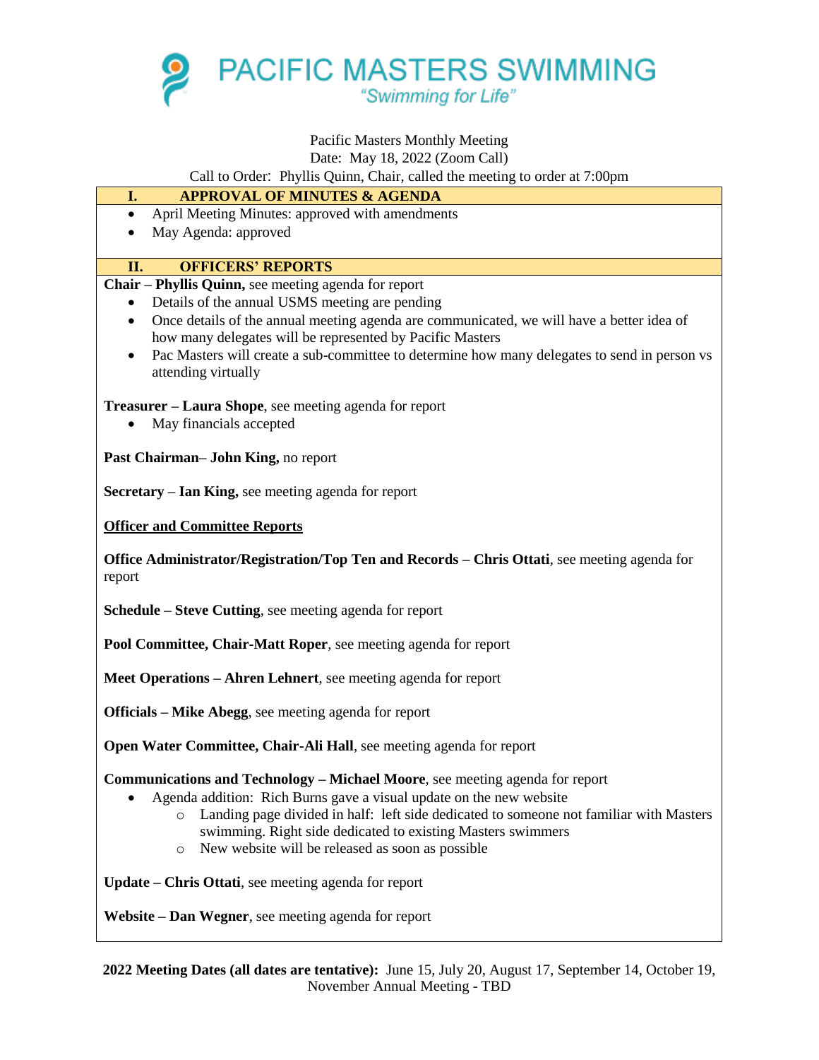# PACIFIC MASTERS SWIMMING

*"Swimming for Life"*

Pacific Masters Monthly Meeting
Date: May 18, 2022 (Zoom Call)
Call to Order: Phyllis Quinn, Chair, called the meeting to order at 7:00pm

## I. APPROVAL OF MINUTES & AGENDA

- April Meeting Minutes: approved with amendments
- May Agenda: approved

## II. OFFICERS' REPORTS

**Chair – Phyllis Quinn,** see meeting agenda for report

- Details of the annual USMS meeting are pending
- Once details of the annual meeting agenda are communicated, we will have a better idea of how many delegates will be represented by Pacific Masters
- Pac Masters will create a sub-committee to determine how many delegates to send in person vs attending virtually

**Treasurer – Laura Shope**, see meeting agenda for report

- May financials accepted

**Past Chairman– John King,** no report

**Secretary – Ian King,** see meeting agenda for report

**Officer and Committee Reports**

**Office Administrator/Registration/Top Ten and Records – Chris Ottati**, see meeting agenda for report

**Schedule – Steve Cutting**, see meeting agenda for report

**Pool Committee, Chair-Matt Roper**, see meeting agenda for report

**Meet Operations – Ahren Lehnert**, see meeting agenda for report

**Officials – Mike Abegg**, see meeting agenda for report

**Open Water Committee, Chair-Ali Hall**, see meeting agenda for report

**Communications and Technology – Michael Moore**, see meeting agenda for report

- Agenda addition: Rich Burns gave a visual update on the new website
  - Landing page divided in half: left side dedicated to someone not familiar with Masters swimming. Right side dedicated to existing Masters swimmers
  - New website will be released as soon as possible

**Update – Chris Ottati**, see meeting agenda for report

**Website – Dan Wegner**, see meeting agenda for report

**2022 Meeting Dates (all dates are tentative):** June 15, July 20, August 17, September 14, October 19, November Annual Meeting - TBD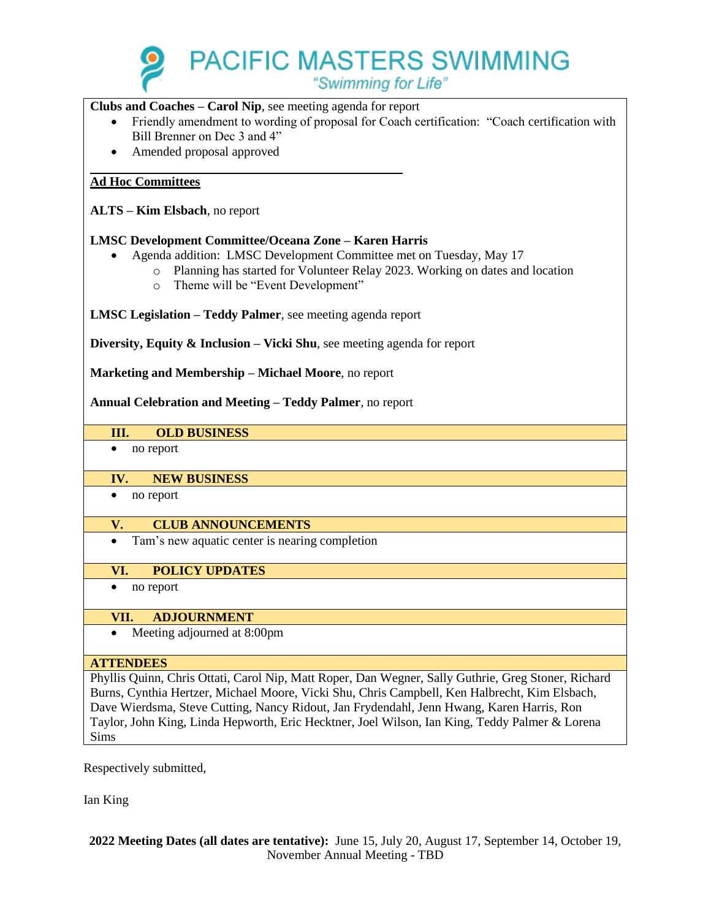**Clubs and Coaches – Carol Nip**, see meeting agenda for report

- Friendly amendment to wording of proposal for Coach certification: "Coach certification with Bill Brenner on Dec 3 and 4"
- Amended proposal approved

---

**Ad Hoc Committees**

**ALTS – Kim Elsbach**, no report

**LMSC Development Committee/Oceana Zone – Karen Harris**

- Agenda addition: LMSC Development Committee met on Tuesday, May 17
  - Planning has started for Volunteer Relay 2023. Working on dates and location
  - Theme will be "Event Development"

**LMSC Legislation – Teddy Palmer**, see meeting agenda report

**Diversity, Equity & Inclusion – Vicki Shu**, see meeting agenda for report

**Marketing and Membership – Michael Moore**, no report

**Annual Celebration and Meeting – Teddy Palmer**, no report

## III. OLD BUSINESS

- no report

## IV. NEW BUSINESS

- no report

## V. CLUB ANNOUNCEMENTS

- Tam's new aquatic center is nearing completion

## VI. POLICY UPDATES

- no report

## VII. ADJOURNMENT

- Meeting adjourned at 8:00pm

## ATTENDEES

Phyllis Quinn, Chris Ottati, Carol Nip, Matt Roper, Dan Wegner, Sally Guthrie, Greg Stoner, Richard Burns, Cynthia Hertzer, Michael Moore, Vicki Shu, Chris Campbell, Ken Halbrecht, Kim Elsbach, Dave Wierdsma, Steve Cutting, Nancy Ridout, Jan Frydendahl, Jenn Hwang, Karen Harris, Ron Taylor, John King, Linda Hepworth, Eric Hecktner, Joel Wilson, Ian King, Teddy Palmer & Lorena Sims

Respectively submitted,

Ian King

**2022 Meeting Dates (all dates are tentative):** June 15, July 20, August 17, September 14, October 19, November Annual Meeting - TBD